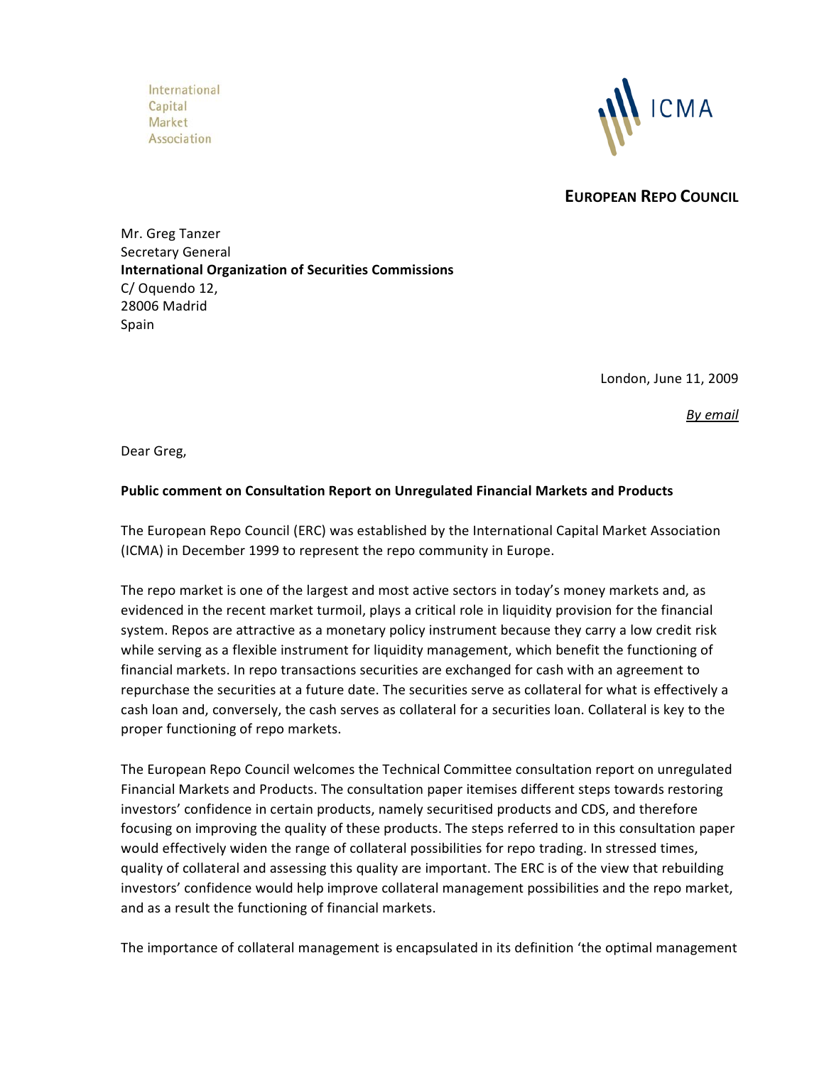International
Capital
Market
Association

ICMA

**EUROPEAN REPO COUNCIL**

Mr. Greg Tanzer
Secretary General
**International Organization of Securities Commissions**
C/ Oquendo 12,
28006 Madrid
Spain

London, June 11, 2009

*By email*

Dear Greg,

**Public comment on Consultation Report on Unregulated Financial Markets and Products**

The European Repo Council (ERC) was established by the International Capital Market Association (ICMA) in December 1999 to represent the repo community in Europe.

The repo market is one of the largest and most active sectors in today's money markets and, as evidenced in the recent market turmoil, plays a critical role in liquidity provision for the financial system. Repos are attractive as a monetary policy instrument because they carry a low credit risk while serving as a flexible instrument for liquidity management, which benefit the functioning of financial markets. In repo transactions securities are exchanged for cash with an agreement to repurchase the securities at a future date. The securities serve as collateral for what is effectively a cash loan and, conversely, the cash serves as collateral for a securities loan. Collateral is key to the proper functioning of repo markets.

The European Repo Council welcomes the Technical Committee consultation report on unregulated Financial Markets and Products. The consultation paper itemises different steps towards restoring investors' confidence in certain products, namely securitised products and CDS, and therefore focusing on improving the quality of these products. The steps referred to in this consultation paper would effectively widen the range of collateral possibilities for repo trading. In stressed times, quality of collateral and assessing this quality are important. The ERC is of the view that rebuilding investors' confidence would help improve collateral management possibilities and the repo market, and as a result the functioning of financial markets.

The importance of collateral management is encapsulated in its definition 'the optimal management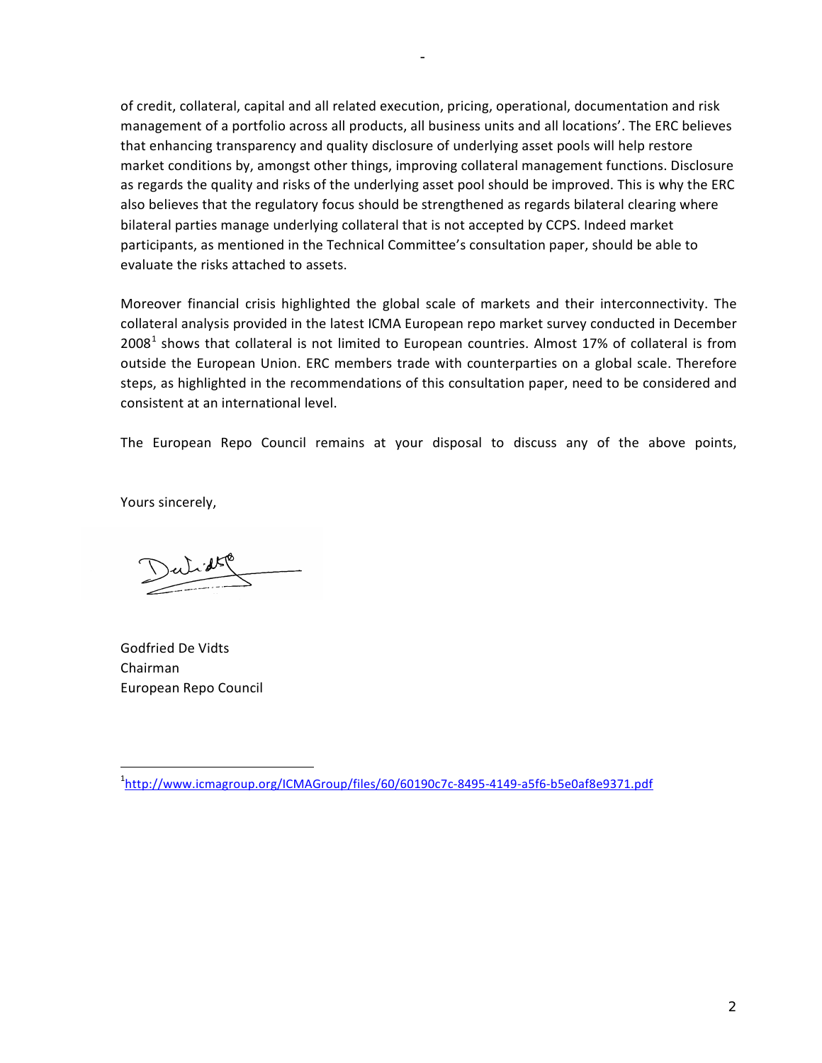of credit, collateral, capital and all related execution, pricing, operational, documentation and risk management of a portfolio across all products, all business units and all locations'. The ERC believes that enhancing transparency and quality disclosure of underlying asset pools will help restore market conditions by, amongst other things, improving collateral management functions. Disclosure as regards the quality and risks of the underlying asset pool should be improved. This is why the ERC also believes that the regulatory focus should be strengthened as regards bilateral clearing where bilateral parties manage underlying collateral that is not accepted by CCPS. Indeed market participants, as mentioned in the Technical Committee's consultation paper, should be able to evaluate the risks attached to assets.

Moreover financial crisis highlighted the global scale of markets and their interconnectivity. The collateral analysis provided in the latest ICMA European repo market survey conducted in December 2008[1] shows that collateral is not limited to European countries. Almost 17% of collateral is from outside the European Union. ERC members trade with counterparties on a global scale. Therefore steps, as highlighted in the recommendations of this consultation paper, need to be considered and consistent at an international level.

The European Repo Council remains at your disposal to discuss any of the above points,

Yours sincerely,

Godfried De Vidts
Chairman
European Repo Council

---

[1] http://www.icmagroup.org/ICMAGroup/files/60/60190c7c-8495-4149-a5f6-b5e0af8e9371.pdf